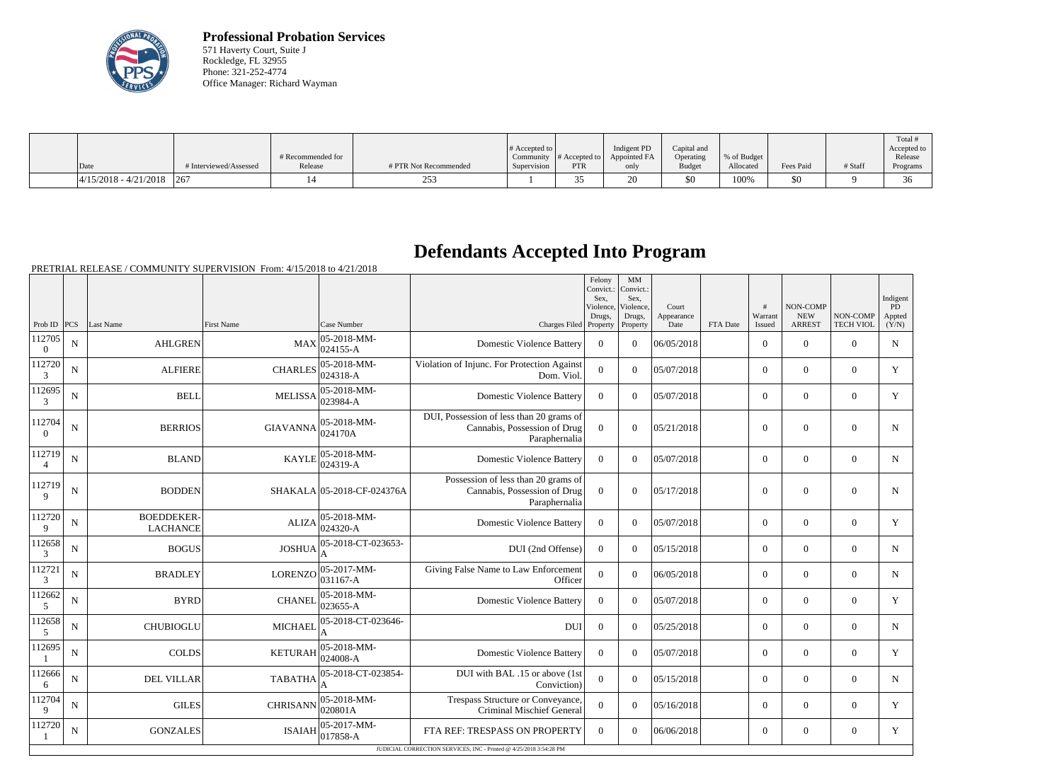**Professional Probation Services**
571 Haverty Court, Suite J
Rockledge, FL 32955
Phone: 321-252-4774
Office Manager: Richard Wayman

| Date | # Interviewed/Assessed | # Recommended for Release | # PTR Not Recommended | # Accepted to Community Supervision | # Accepted to PTR | Indigent PD Appointed FA only | Capital and Operating Budget | % of Budget Allocated | Fees Paid | # Staff | Total # Accepted to Release Programs |
|---|---|---|---|---|---|---|---|---|---|---|---|
| 4/15/2018 - 4/21/2018 | 267 | 14 | 253 | 1 | 35 | 20 | $0 | 100% | $0 | 9 | 36 |

# Defendants Accepted Into Program

PRETRIAL RELEASE / COMMUNITY SUPERVISION From: 4/15/2018 to 4/21/2018

| Prob ID | PCS | Last Name | First Name | Case Number | Charges Filed | Felony Convict.: Sex, Violence, Drugs, Property | MM Convict.: Sex, Violence, Drugs, Property | Court Appearance Date | FTA Date | # Warrant Issued | NON-COMP NEW ARREST | NON-COMP TECH VIOL | Indigent PD Appted (Y/N) |
|---|---|---|---|---|---|---|---|---|---|---|---|---|---|
| 1127050 | N | AHLGREN | MAX | 05-2018-MM-024155-A | Domestic Violence Battery | 0 | 0 | 06/05/2018 | | 0 | 0 | 0 | N |
| 1127203 | N | ALFIERE | CHARLES | 05-2018-MM-024318-A | Violation of Injunc. For Protection Against Dom. Viol. | 0 | 0 | 05/07/2018 | | 0 | 0 | 0 | Y |
| 1126953 | N | BELL | MELISSA | 05-2018-MM-023984-A | Domestic Violence Battery | 0 | 0 | 05/07/2018 | | 0 | 0 | 0 | Y |
| 1127040 | N | BERRIOS | GIAVANNA | 05-2018-MM-024170A | DUI, Possession of less than 20 grams of Cannabis, Possession of Drug Paraphernalia | 0 | 0 | 05/21/2018 | | 0 | 0 | 0 | N |
| 1127194 | N | BLAND | KAYLE | 05-2018-MM-024319-A | Domestic Violence Battery | 0 | 0 | 05/07/2018 | | 0 | 0 | 0 | N |
| 1127199 | N | BODDEN | SHAKALA | 05-2018-CF-024376A | Possession of less than 20 grams of Cannabis, Possession of Drug Paraphernalia | 0 | 0 | 05/17/2018 | | 0 | 0 | 0 | N |
| 1127209 | N | BOEDDEKER-LACHANCE | ALIZA | 05-2018-MM-024320-A | Domestic Violence Battery | 0 | 0 | 05/07/2018 | | 0 | 0 | 0 | Y |
| 1126583 | N | BOGUS | JOSHUA | 05-2018-CT-023653-A | DUI (2nd Offense) | 0 | 0 | 05/15/2018 | | 0 | 0 | 0 | N |
| 1127213 | N | BRADLEY | LORENZO | 05-2017-MM-031167-A | Giving False Name to Law Enforcement Officer | 0 | 0 | 06/05/2018 | | 0 | 0 | 0 | N |
| 1126625 | N | BYRD | CHANEL | 05-2018-MM-023655-A | Domestic Violence Battery | 0 | 0 | 05/07/2018 | | 0 | 0 | 0 | Y |
| 1126585 | N | CHUBIOGLU | MICHAEL | 05-2018-CT-023646-A | DUI | 0 | 0 | 05/25/2018 | | 0 | 0 | 0 | N |
| 1126951 | N | COLDS | KETURAH | 05-2018-MM-024008-A | Domestic Violence Battery | 0 | 0 | 05/07/2018 | | 0 | 0 | 0 | Y |
| 1126666 | N | DEL VILLAR | TABATHA | 05-2018-CT-023854-A | DUI with BAL .15 or above (1st Conviction) | 0 | 0 | 05/15/2018 | | 0 | 0 | 0 | N |
| 1127049 | N | GILES | CHRISANN | 05-2018-MM-020801A | Trespass Structure or Conveyance, Criminal Mischief General | 0 | 0 | 05/16/2018 | | 0 | 0 | 0 | Y |
| 1127201 | N | GONZALES | ISAIAH | 05-2017-MM-017858-A | FTA REF: TRESPASS ON PROPERTY | 0 | 0 | 06/06/2018 | | 0 | 0 | 0 | Y |

JUDICIAL CORRECTION SERVICES, INC - Printed @ 4/25/2018 3:54:28 PM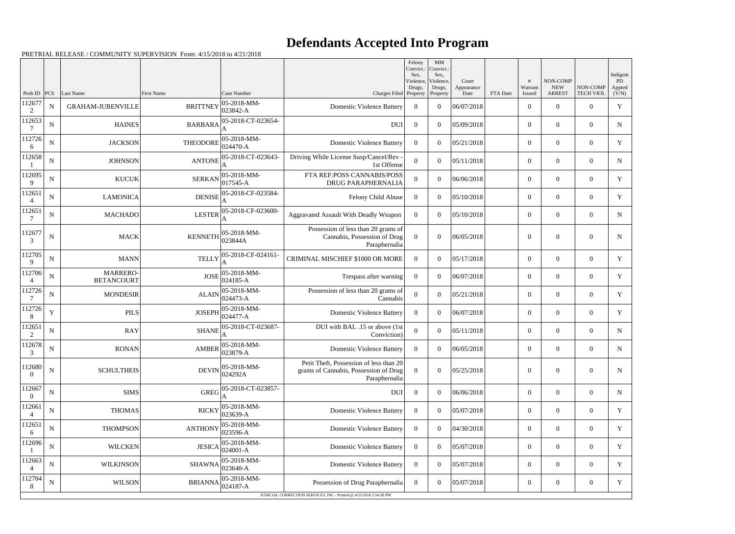# Defendants Accepted Into Program

PRETRIAL RELEASE / COMMUNITY SUPERVISION From: 4/15/2018 to 4/21/2018

| Prob ID | PCS | Last Name | First Name | Case Number | Charges Filed | Felony Convict.: Sex, Violence, Drugs, Property | MM Convict.: Sex, Violence, Drugs, Property | Court Appearance Date | FTA Date | # Warrant Issued | NON-COMP NEW ARREST | NON-COMP TECH VIOL | Indigent PD Appted (Y/N) |
|---|---|---|---|---|---|---|---|---|---|---|---|---|---|
| 1126772 | N | GRAHAM-JUBENVILLE | BRITTNEY | 05-2018-MM-023842-A | Domestic Violence Battery | 0 | 0 | 06/07/2018 | | 0 | 0 | 0 | Y |
| 1126537 | N | HAINES | BARBARA | 05-2018-CT-023654-A | DUI | 0 | 0 | 05/09/2018 | | 0 | 0 | 0 | N |
| 1127266 | N | JACKSON | THEODORE | 05-2018-MM-024470-A | Domestic Violence Battery | 0 | 0 | 05/21/2018 | | 0 | 0 | 0 | Y |
| 1126581 | N | JOHNSON | ANTONE | 05-2018-CT-023643-A | Driving While License Susp/Cancel/Rev - 1st Offense | 0 | 0 | 05/11/2018 | | 0 | 0 | 0 | N |
| 1126959 | N | KUCUK | SERKAN | 05-2018-MM-017545-A | FTA REF:POSS CANNABIS/POSS DRUG PARAPHERNALIA | 0 | 0 | 06/06/2018 | | 0 | 0 | 0 | Y |
| 1126514 | N | LAMONICA | DENISE | 05-2018-CF-023584-A | Felony Child Abuse | 0 | 0 | 05/10/2018 | | 0 | 0 | 0 | Y |
| 1126517 | N | MACHADO | LESTER | 05-2018-CF-023600-A | Aggravated Assault With Deadly Weapon | 0 | 0 | 05/10/2018 | | 0 | 0 | 0 | N |
| 1126773 | N | MACK | KENNETH | 05-2018-MM-023844A | Possession of less than 20 grams of Cannabis, Possession of Drug Paraphernalia | 0 | 0 | 06/05/2018 | | 0 | 0 | 0 | N |
| 1127059 | N | MANN | TELLY | 05-2018-CF-024161-A | CRIMINAL MISCHIEF $1000 OR MORE | 0 | 0 | 05/17/2018 | | 0 | 0 | 0 | Y |
| 1127064 | N | MARRERO-BETANCOURT | JOSE | 05-2018-MM-024185-A | Trespass after warning | 0 | 0 | 06/07/2018 | | 0 | 0 | 0 | Y |
| 1127267 | N | MONDESIR | ALAIN | 05-2018-MM-024473-A | Possession of less than 20 grams of Cannabis | 0 | 0 | 05/21/2018 | | 0 | 0 | 0 | Y |
| 1127268 | Y | PILS | JOSEPH | 05-2018-MM-024477-A | Domestic Violence Battery | 0 | 0 | 06/07/2018 | | 0 | 0 | 0 | Y |
| 1126512 | N | RAY | SHANE | 05-2018-CT-023687-A | DUI with BAL .15 or above (1st Conviction) | 0 | 0 | 05/11/2018 | | 0 | 0 | 0 | N |
| 1126783 | N | RONAN | AMBER | 05-2018-MM-023879-A | Domestic Violence Battery | 0 | 0 | 06/05/2018 | | 0 | 0 | 0 | N |
| 1126800 | N | SCHULTHEIS | DEVIN | 05-2018-MM-024292A | Petit Theft, Possession of less than 20 grams of Cannabis, Possession of Drug Paraphernalia | 0 | 0 | 05/25/2018 | | 0 | 0 | 0 | N |
| 1126670 | N | SIMS | GREG | 05-2018-CT-023857-A | DUI | 0 | 0 | 06/06/2018 | | 0 | 0 | 0 | N |
| 1126614 | N | THOMAS | RICKY | 05-2018-MM-023639-A | Domestic Violence Battery | 0 | 0 | 05/07/2018 | | 0 | 0 | 0 | Y |
| 1126516 | N | THOMPSON | ANTHONY | 05-2018-MM-023596-A | Domestic Violence Battery | 0 | 0 | 04/30/2018 | | 0 | 0 | 0 | Y |
| 1126961 | N | WILCKEN | JESICA | 05-2018-MM-024001-A | Domestic Violence Battery | 0 | 0 | 05/07/2018 | | 0 | 0 | 0 | Y |
| 1126634 | N | WILKINSON | SHAWNA | 05-2018-MM-023640-A | Domestic Violence Battery | 0 | 0 | 05/07/2018 | | 0 | 0 | 0 | Y |
| 1127048 | N | WILSON | BRIANNA | 05-2018-MM-024187-A | Possession of Drug Paraphernalia | 0 | 0 | 05/07/2018 | | 0 | 0 | 0 | Y |

JUDICIAL CORRECTION SERVICES, INC - Printed @ 4/25/2018 3:54:28 PM